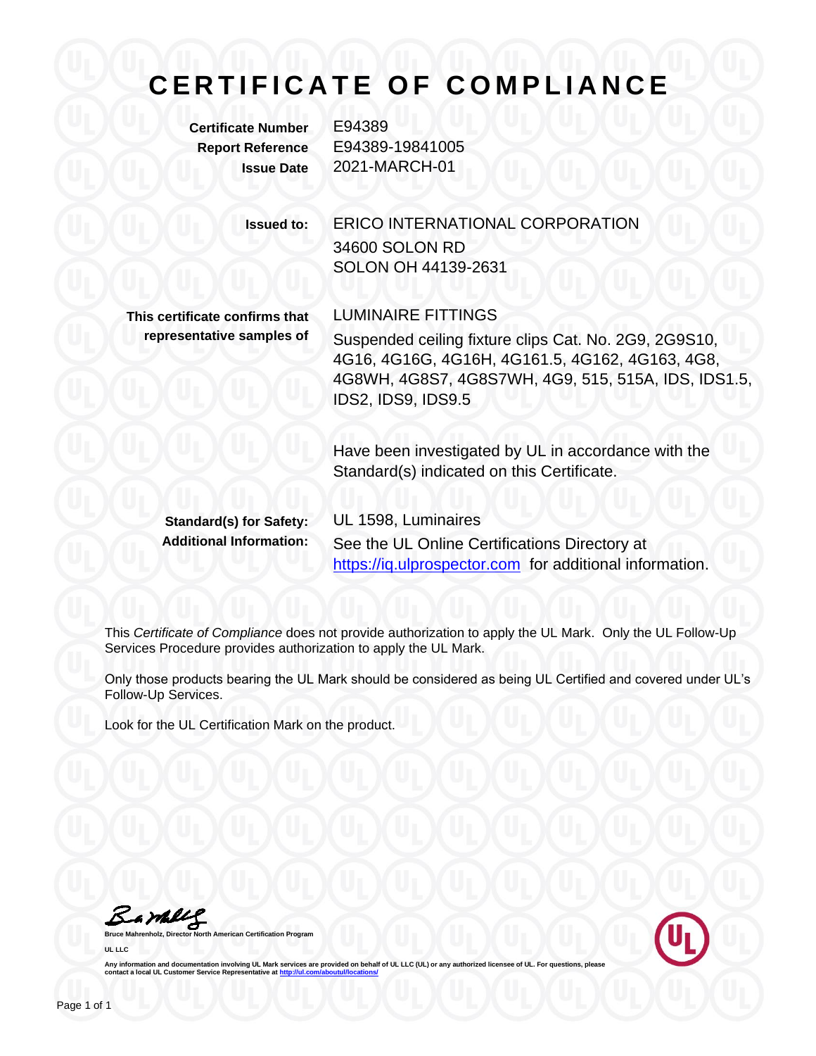# CERTIFICATE OF COMPLIANCE

**Certificate Number** E94389
**Report Reference** E94389-19841005
**Issue Date** 2021-MARCH-01

**Issued to:** ERICO INTERNATIONAL CORPORATION
34600 SOLON RD
SOLON OH 44139-2631

**This certificate confirms that representative samples of**

LUMINAIRE FITTINGS

Suspended ceiling fixture clips Cat. No. 2G9, 2G9S10, 4G16, 4G16G, 4G16H, 4G161.5, 4G162, 4G163, 4G8, 4G8WH, 4G8S7, 4G8S7WH, 4G9, 515, 515A, IDS, IDS1.5, IDS2, IDS9, IDS9.5

Have been investigated by UL in accordance with the Standard(s) indicated on this Certificate.

**Standard(s) for Safety:** UL 1598, Luminaires

**Additional Information:** See the UL Online Certifications Directory at https://iq.ulprospector.com for additional information.

This *Certificate of Compliance* does not provide authorization to apply the UL Mark. Only the UL Follow-Up Services Procedure provides authorization to apply the UL Mark.

Only those products bearing the UL Mark should be considered as being UL Certified and covered under UL's Follow-Up Services.

Look for the UL Certification Mark on the product.

**Bruce Mahrenholz, Director North American Certification Program**

**UL LLC**

**Any information and documentation involving UL Mark services are provided on behalf of UL LLC (UL) or any authorized licensee of UL. For questions, please contact a local UL Customer Service Representative at http://ul.com/aboutul/locations/**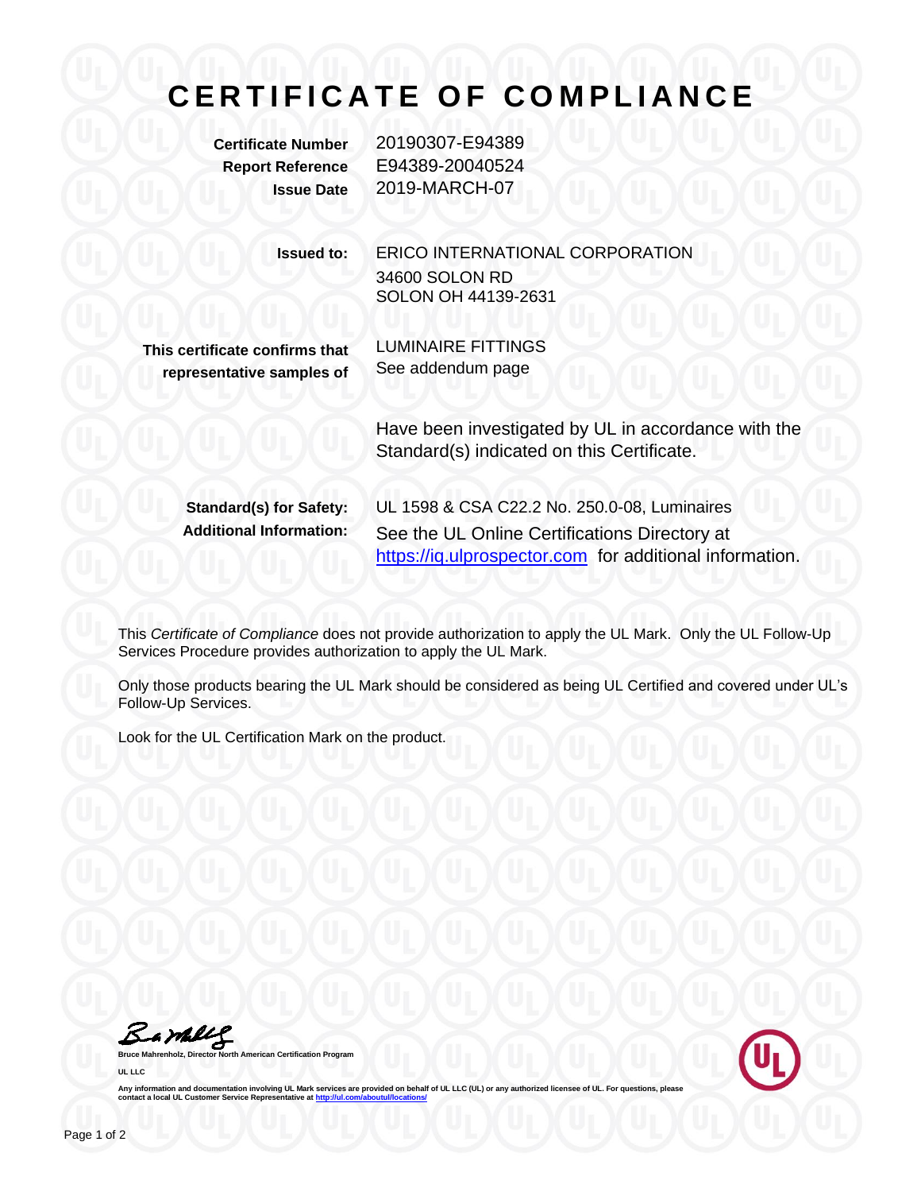# CERTIFICATE OF COMPLIANCE

| | |
|---|---|
| **Certificate Number** | 20190307-E94389 |
| **Report Reference** | E94389-20040524 |
| **Issue Date** | 2019-MARCH-07 |

**Issued to:** ERICO INTERNATIONAL CORPORATION
34600 SOLON RD
SOLON OH 44139-2631

**This certificate confirms that representative samples of** LUMINAIRE FITTINGS
See addendum page

Have been investigated by UL in accordance with the Standard(s) indicated on this Certificate.

**Standard(s) for Safety:** UL 1598 & CSA C22.2 No. 250.0-08, Luminaires

**Additional Information:** See the UL Online Certifications Directory at https://iq.ulprospector.com for additional information.

This *Certificate of Compliance* does not provide authorization to apply the UL Mark. Only the UL Follow-Up Services Procedure provides authorization to apply the UL Mark.

Only those products bearing the UL Mark should be considered as being UL Certified and covered under UL's Follow-Up Services.

Look for the UL Certification Mark on the product.

Bruce Mahrenholz, Director North American Certification Program

UL LLC

Any information and documentation involving UL Mark services are provided on behalf of UL LLC (UL) or any authorized licensee of UL. For questions, please contact a local UL Customer Service Representative at http://ul.com/aboutul/locations/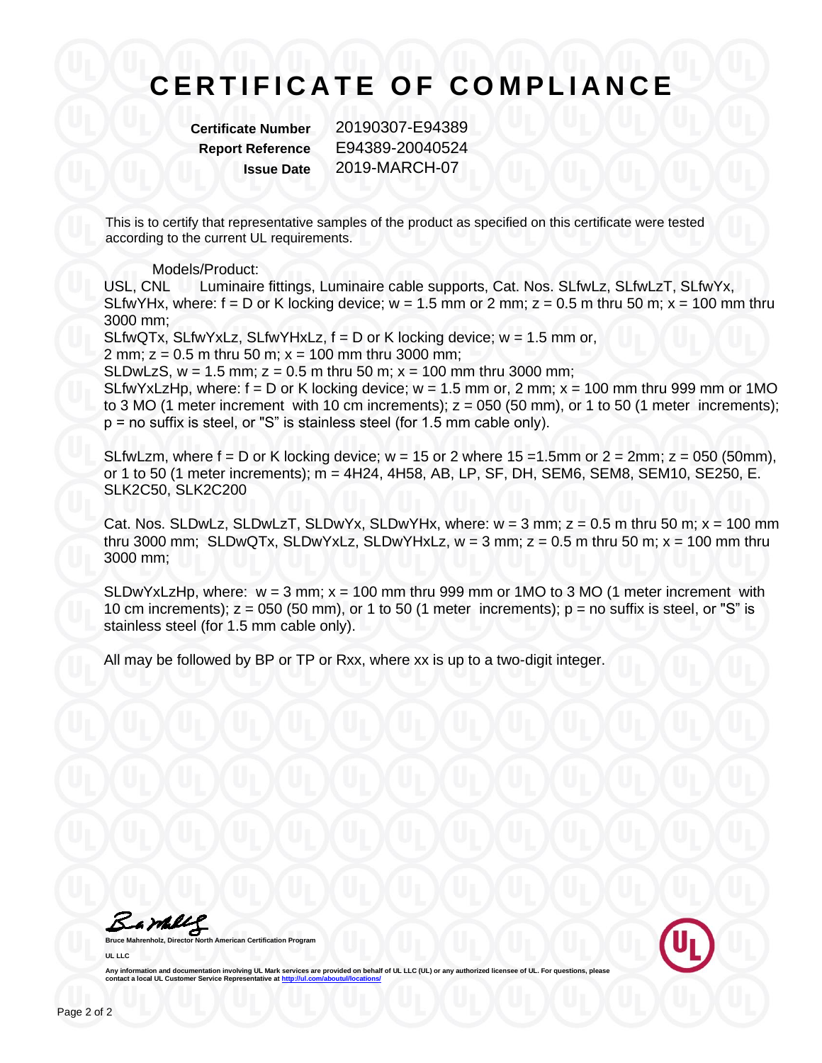# CERTIFICATE OF COMPLIANCE

**Certificate Number** 20190307-E94389
**Report Reference** E94389-20040524
**Issue Date** 2019-MARCH-07

This is to certify that representative samples of the product as specified on this certificate were tested according to the current UL requirements.

Models/Product:

USL, CNL Luminaire fittings, Luminaire cable supports, Cat. Nos. SLfwLz, SLfwLzT, SLfwYx, SLfwYHx, where: f = D or K locking device; w = 1.5 mm or 2 mm; z = 0.5 m thru 50 m; x = 100 mm thru 3000 mm;
SLfwQTx, SLfwYxLz, SLfwYHxLz, f = D or K locking device; w = 1.5 mm or,
2 mm; z = 0.5 m thru 50 m; x = 100 mm thru 3000 mm;
SLDwLzS, w = 1.5 mm; z = 0.5 m thru 50 m; x = 100 mm thru 3000 mm;
SLfwYxLzHp, where: f = D or K locking device; w = 1.5 mm or, 2 mm; x = 100 mm thru 999 mm or 1MO to 3 MO (1 meter increment with 10 cm increments); z = 050 (50 mm), or 1 to 50 (1 meter increments); p = no suffix is steel, or "S" is stainless steel (for 1.5 mm cable only).

SLfwLzm, where f = D or K locking device; w = 15 or 2 where 15 =1.5mm or 2 = 2mm; z = 050 (50mm), or 1 to 50 (1 meter increments); m = 4H24, 4H58, AB, LP, SF, DH, SEM6, SEM8, SEM10, SE250, E. SLK2C50, SLK2C200

Cat. Nos. SLDwLz, SLDwLzT, SLDwYx, SLDwYHx, where: w = 3 mm; z = 0.5 m thru 50 m; x = 100 mm thru 3000 mm; SLDwQTx, SLDwYxLz, SLDwYHxLz, w = 3 mm; z = 0.5 m thru 50 m; x = 100 mm thru 3000 mm;

SLDwYxLzHp, where: w = 3 mm; x = 100 mm thru 999 mm or 1MO to 3 MO (1 meter increment with 10 cm increments); z = 050 (50 mm), or 1 to 50 (1 meter increments); p = no suffix is steel, or "S" is stainless steel (for 1.5 mm cable only).

All may be followed by BP or TP or Rxx, where xx is up to a two-digit integer.

Bruce Mahrenholz, Director North American Certification Program

UL LLC

Any information and documentation involving UL Mark services are provided on behalf of UL LLC (UL) or any authorized licensee of UL. For questions, please contact a local UL Customer Service Representative at http://ul.com/aboutul/locations/